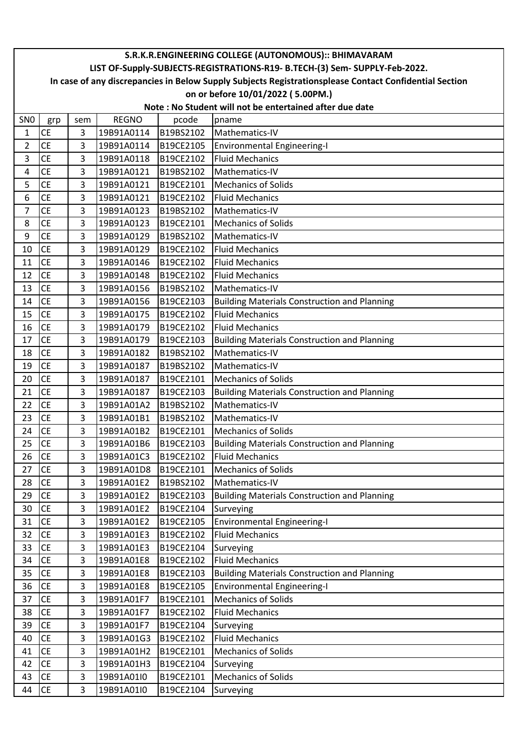**S.R.K.R.ENGINEERING COLLEGE (AUTONOMOUS):: BHIMAVARAM**

**LIST OF-Supply-SUBJECTS-REGISTRATIONS-R19- B.TECH-(3) Sem- SUPPLY-Feb-2022.**

**In case of any discrepancies in Below Supply Subjects Registrationsplease Contact Confidential Section on or before 10/01/2022 ( 5.00PM.)**

**Note : No Student will not be entertained after due date**

| SN0 | grp | sem | REGNO | pcode | pname |
|---|---|---|---|---|---|
| 1 | CE | 3 | 19B91A0114 | B19BS2102 | Mathematics-IV |
| 2 | CE | 3 | 19B91A0114 | B19CE2105 | Environmental Engineering-I |
| 3 | CE | 3 | 19B91A0118 | B19CE2102 | Fluid Mechanics |
| 4 | CE | 3 | 19B91A0121 | B19BS2102 | Mathematics-IV |
| 5 | CE | 3 | 19B91A0121 | B19CE2101 | Mechanics of Solids |
| 6 | CE | 3 | 19B91A0121 | B19CE2102 | Fluid Mechanics |
| 7 | CE | 3 | 19B91A0123 | B19BS2102 | Mathematics-IV |
| 8 | CE | 3 | 19B91A0123 | B19CE2101 | Mechanics of Solids |
| 9 | CE | 3 | 19B91A0129 | B19BS2102 | Mathematics-IV |
| 10 | CE | 3 | 19B91A0129 | B19CE2102 | Fluid Mechanics |
| 11 | CE | 3 | 19B91A0146 | B19CE2102 | Fluid Mechanics |
| 12 | CE | 3 | 19B91A0148 | B19CE2102 | Fluid Mechanics |
| 13 | CE | 3 | 19B91A0156 | B19BS2102 | Mathematics-IV |
| 14 | CE | 3 | 19B91A0156 | B19CE2103 | Building Materials Construction and Planning |
| 15 | CE | 3 | 19B91A0175 | B19CE2102 | Fluid Mechanics |
| 16 | CE | 3 | 19B91A0179 | B19CE2102 | Fluid Mechanics |
| 17 | CE | 3 | 19B91A0179 | B19CE2103 | Building Materials Construction and Planning |
| 18 | CE | 3 | 19B91A0182 | B19BS2102 | Mathematics-IV |
| 19 | CE | 3 | 19B91A0187 | B19BS2102 | Mathematics-IV |
| 20 | CE | 3 | 19B91A0187 | B19CE2101 | Mechanics of Solids |
| 21 | CE | 3 | 19B91A0187 | B19CE2103 | Building Materials Construction and Planning |
| 22 | CE | 3 | 19B91A01A2 | B19BS2102 | Mathematics-IV |
| 23 | CE | 3 | 19B91A01B1 | B19BS2102 | Mathematics-IV |
| 24 | CE | 3 | 19B91A01B2 | B19CE2101 | Mechanics of Solids |
| 25 | CE | 3 | 19B91A01B6 | B19CE2103 | Building Materials Construction and Planning |
| 26 | CE | 3 | 19B91A01C3 | B19CE2102 | Fluid Mechanics |
| 27 | CE | 3 | 19B91A01D8 | B19CE2101 | Mechanics of Solids |
| 28 | CE | 3 | 19B91A01E2 | B19BS2102 | Mathematics-IV |
| 29 | CE | 3 | 19B91A01E2 | B19CE2103 | Building Materials Construction and Planning |
| 30 | CE | 3 | 19B91A01E2 | B19CE2104 | Surveying |
| 31 | CE | 3 | 19B91A01E2 | B19CE2105 | Environmental Engineering-I |
| 32 | CE | 3 | 19B91A01E3 | B19CE2102 | Fluid Mechanics |
| 33 | CE | 3 | 19B91A01E3 | B19CE2104 | Surveying |
| 34 | CE | 3 | 19B91A01E8 | B19CE2102 | Fluid Mechanics |
| 35 | CE | 3 | 19B91A01E8 | B19CE2103 | Building Materials Construction and Planning |
| 36 | CE | 3 | 19B91A01E8 | B19CE2105 | Environmental Engineering-I |
| 37 | CE | 3 | 19B91A01F7 | B19CE2101 | Mechanics of Solids |
| 38 | CE | 3 | 19B91A01F7 | B19CE2102 | Fluid Mechanics |
| 39 | CE | 3 | 19B91A01F7 | B19CE2104 | Surveying |
| 40 | CE | 3 | 19B91A01G3 | B19CE2102 | Fluid Mechanics |
| 41 | CE | 3 | 19B91A01H2 | B19CE2101 | Mechanics of Solids |
| 42 | CE | 3 | 19B91A01H3 | B19CE2104 | Surveying |
| 43 | CE | 3 | 19B91A01I0 | B19CE2101 | Mechanics of Solids |
| 44 | CE | 3 | 19B91A01I0 | B19CE2104 | Surveying |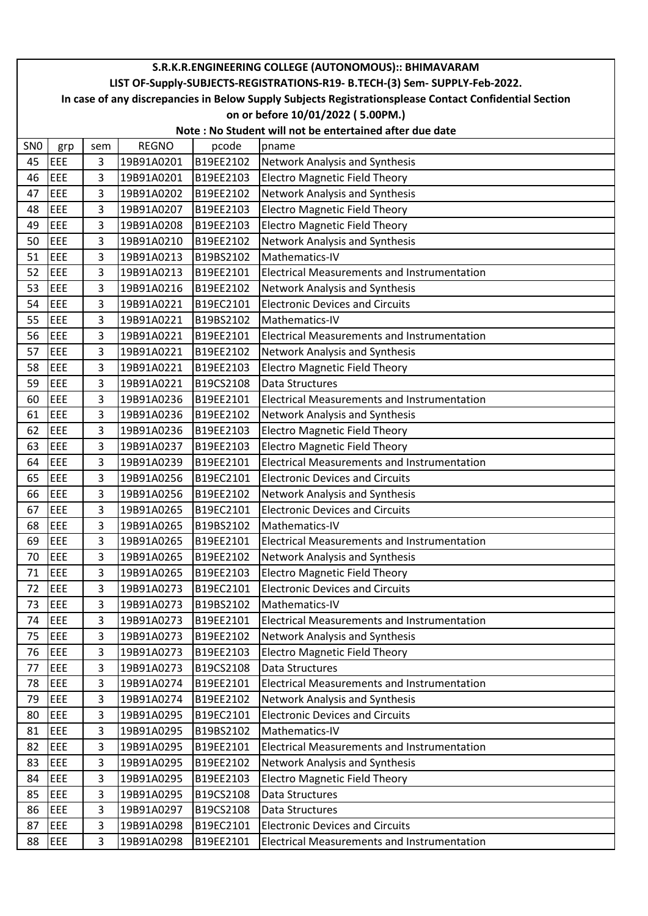# S.R.K.R.ENGINEERING COLLEGE (AUTONOMOUS):: BHIMAVARAM

## LIST OF-Supply-SUBJECTS-REGISTRATIONS-R19- B.TECH-(3) Sem- SUPPLY-Feb-2022.

**In case of any discrepancies in Below Supply Subjects Registrationsplease Contact Confidential Section on or before 10/01/2022 ( 5.00PM.)**

**Note : No Student will not be entertained after due date**

| SN0 | grp | sem | REGNO | pcode | pname |
|---|---|---|---|---|---|
| 45 | EEE | 3 | 19B91A0201 | B19EE2102 | Network Analysis and Synthesis |
| 46 | EEE | 3 | 19B91A0201 | B19EE2103 | Electro Magnetic Field Theory |
| 47 | EEE | 3 | 19B91A0202 | B19EE2102 | Network Analysis and Synthesis |
| 48 | EEE | 3 | 19B91A0207 | B19EE2103 | Electro Magnetic Field Theory |
| 49 | EEE | 3 | 19B91A0208 | B19EE2103 | Electro Magnetic Field Theory |
| 50 | EEE | 3 | 19B91A0210 | B19EE2102 | Network Analysis and Synthesis |
| 51 | EEE | 3 | 19B91A0213 | B19BS2102 | Mathematics-IV |
| 52 | EEE | 3 | 19B91A0213 | B19EE2101 | Electrical Measurements and Instrumentation |
| 53 | EEE | 3 | 19B91A0216 | B19EE2102 | Network Analysis and Synthesis |
| 54 | EEE | 3 | 19B91A0221 | B19EC2101 | Electronic Devices and Circuits |
| 55 | EEE | 3 | 19B91A0221 | B19BS2102 | Mathematics-IV |
| 56 | EEE | 3 | 19B91A0221 | B19EE2101 | Electrical Measurements and Instrumentation |
| 57 | EEE | 3 | 19B91A0221 | B19EE2102 | Network Analysis and Synthesis |
| 58 | EEE | 3 | 19B91A0221 | B19EE2103 | Electro Magnetic Field Theory |
| 59 | EEE | 3 | 19B91A0221 | B19CS2108 | Data Structures |
| 60 | EEE | 3 | 19B91A0236 | B19EE2101 | Electrical Measurements and Instrumentation |
| 61 | EEE | 3 | 19B91A0236 | B19EE2102 | Network Analysis and Synthesis |
| 62 | EEE | 3 | 19B91A0236 | B19EE2103 | Electro Magnetic Field Theory |
| 63 | EEE | 3 | 19B91A0237 | B19EE2103 | Electro Magnetic Field Theory |
| 64 | EEE | 3 | 19B91A0239 | B19EE2101 | Electrical Measurements and Instrumentation |
| 65 | EEE | 3 | 19B91A0256 | B19EC2101 | Electronic Devices and Circuits |
| 66 | EEE | 3 | 19B91A0256 | B19EE2102 | Network Analysis and Synthesis |
| 67 | EEE | 3 | 19B91A0265 | B19EC2101 | Electronic Devices and Circuits |
| 68 | EEE | 3 | 19B91A0265 | B19BS2102 | Mathematics-IV |
| 69 | EEE | 3 | 19B91A0265 | B19EE2101 | Electrical Measurements and Instrumentation |
| 70 | EEE | 3 | 19B91A0265 | B19EE2102 | Network Analysis and Synthesis |
| 71 | EEE | 3 | 19B91A0265 | B19EE2103 | Electro Magnetic Field Theory |
| 72 | EEE | 3 | 19B91A0273 | B19EC2101 | Electronic Devices and Circuits |
| 73 | EEE | 3 | 19B91A0273 | B19BS2102 | Mathematics-IV |
| 74 | EEE | 3 | 19B91A0273 | B19EE2101 | Electrical Measurements and Instrumentation |
| 75 | EEE | 3 | 19B91A0273 | B19EE2102 | Network Analysis and Synthesis |
| 76 | EEE | 3 | 19B91A0273 | B19EE2103 | Electro Magnetic Field Theory |
| 77 | EEE | 3 | 19B91A0273 | B19CS2108 | Data Structures |
| 78 | EEE | 3 | 19B91A0274 | B19EE2101 | Electrical Measurements and Instrumentation |
| 79 | EEE | 3 | 19B91A0274 | B19EE2102 | Network Analysis and Synthesis |
| 80 | EEE | 3 | 19B91A0295 | B19EC2101 | Electronic Devices and Circuits |
| 81 | EEE | 3 | 19B91A0295 | B19BS2102 | Mathematics-IV |
| 82 | EEE | 3 | 19B91A0295 | B19EE2101 | Electrical Measurements and Instrumentation |
| 83 | EEE | 3 | 19B91A0295 | B19EE2102 | Network Analysis and Synthesis |
| 84 | EEE | 3 | 19B91A0295 | B19EE2103 | Electro Magnetic Field Theory |
| 85 | EEE | 3 | 19B91A0295 | B19CS2108 | Data Structures |
| 86 | EEE | 3 | 19B91A0297 | B19CS2108 | Data Structures |
| 87 | EEE | 3 | 19B91A0298 | B19EC2101 | Electronic Devices and Circuits |
| 88 | EEE | 3 | 19B91A0298 | B19EE2101 | Electrical Measurements and Instrumentation |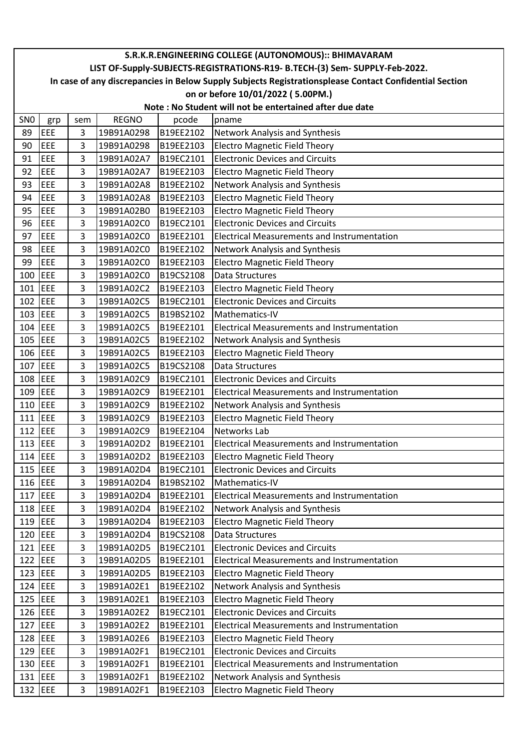# S.R.K.R.ENGINEERING COLLEGE (AUTONOMOUS):: BHIMAVARAM

## LIST OF-Supply-SUBJECTS-REGISTRATIONS-R19- B.TECH-(3) Sem- SUPPLY-Feb-2022.

**In case of any discrepancies in Below Supply Subjects Registrationsplease Contact Confidential Section on or before 10/01/2022 ( 5.00PM.)**

**Note : No Student will not be entertained after due date**

| SN0 | grp | sem | REGNO | pcode | pname |
|---|---|---|---|---|---|
| 89 | EEE | 3 | 19B91A0298 | B19EE2102 | Network Analysis and Synthesis |
| 90 | EEE | 3 | 19B91A0298 | B19EE2103 | Electro Magnetic Field Theory |
| 91 | EEE | 3 | 19B91A02A7 | B19EC2101 | Electronic Devices and Circuits |
| 92 | EEE | 3 | 19B91A02A7 | B19EE2103 | Electro Magnetic Field Theory |
| 93 | EEE | 3 | 19B91A02A8 | B19EE2102 | Network Analysis and Synthesis |
| 94 | EEE | 3 | 19B91A02A8 | B19EE2103 | Electro Magnetic Field Theory |
| 95 | EEE | 3 | 19B91A02B0 | B19EE2103 | Electro Magnetic Field Theory |
| 96 | EEE | 3 | 19B91A02C0 | B19EC2101 | Electronic Devices and Circuits |
| 97 | EEE | 3 | 19B91A02C0 | B19EE2101 | Electrical Measurements and Instrumentation |
| 98 | EEE | 3 | 19B91A02C0 | B19EE2102 | Network Analysis and Synthesis |
| 99 | EEE | 3 | 19B91A02C0 | B19EE2103 | Electro Magnetic Field Theory |
| 100 | EEE | 3 | 19B91A02C0 | B19CS2108 | Data Structures |
| 101 | EEE | 3 | 19B91A02C2 | B19EE2103 | Electro Magnetic Field Theory |
| 102 | EEE | 3 | 19B91A02C5 | B19EC2101 | Electronic Devices and Circuits |
| 103 | EEE | 3 | 19B91A02C5 | B19BS2102 | Mathematics-IV |
| 104 | EEE | 3 | 19B91A02C5 | B19EE2101 | Electrical Measurements and Instrumentation |
| 105 | EEE | 3 | 19B91A02C5 | B19EE2102 | Network Analysis and Synthesis |
| 106 | EEE | 3 | 19B91A02C5 | B19EE2103 | Electro Magnetic Field Theory |
| 107 | EEE | 3 | 19B91A02C5 | B19CS2108 | Data Structures |
| 108 | EEE | 3 | 19B91A02C9 | B19EC2101 | Electronic Devices and Circuits |
| 109 | EEE | 3 | 19B91A02C9 | B19EE2101 | Electrical Measurements and Instrumentation |
| 110 | EEE | 3 | 19B91A02C9 | B19EE2102 | Network Analysis and Synthesis |
| 111 | EEE | 3 | 19B91A02C9 | B19EE2103 | Electro Magnetic Field Theory |
| 112 | EEE | 3 | 19B91A02C9 | B19EE2104 | Networks Lab |
| 113 | EEE | 3 | 19B91A02D2 | B19EE2101 | Electrical Measurements and Instrumentation |
| 114 | EEE | 3 | 19B91A02D2 | B19EE2103 | Electro Magnetic Field Theory |
| 115 | EEE | 3 | 19B91A02D4 | B19EC2101 | Electronic Devices and Circuits |
| 116 | EEE | 3 | 19B91A02D4 | B19BS2102 | Mathematics-IV |
| 117 | EEE | 3 | 19B91A02D4 | B19EE2101 | Electrical Measurements and Instrumentation |
| 118 | EEE | 3 | 19B91A02D4 | B19EE2102 | Network Analysis and Synthesis |
| 119 | EEE | 3 | 19B91A02D4 | B19EE2103 | Electro Magnetic Field Theory |
| 120 | EEE | 3 | 19B91A02D4 | B19CS2108 | Data Structures |
| 121 | EEE | 3 | 19B91A02D5 | B19EC2101 | Electronic Devices and Circuits |
| 122 | EEE | 3 | 19B91A02D5 | B19EE2101 | Electrical Measurements and Instrumentation |
| 123 | EEE | 3 | 19B91A02D5 | B19EE2103 | Electro Magnetic Field Theory |
| 124 | EEE | 3 | 19B91A02E1 | B19EE2102 | Network Analysis and Synthesis |
| 125 | EEE | 3 | 19B91A02E1 | B19EE2103 | Electro Magnetic Field Theory |
| 126 | EEE | 3 | 19B91A02E2 | B19EC2101 | Electronic Devices and Circuits |
| 127 | EEE | 3 | 19B91A02E2 | B19EE2101 | Electrical Measurements and Instrumentation |
| 128 | EEE | 3 | 19B91A02E6 | B19EE2103 | Electro Magnetic Field Theory |
| 129 | EEE | 3 | 19B91A02F1 | B19EC2101 | Electronic Devices and Circuits |
| 130 | EEE | 3 | 19B91A02F1 | B19EE2101 | Electrical Measurements and Instrumentation |
| 131 | EEE | 3 | 19B91A02F1 | B19EE2102 | Network Analysis and Synthesis |
| 132 | EEE | 3 | 19B91A02F1 | B19EE2103 | Electro Magnetic Field Theory |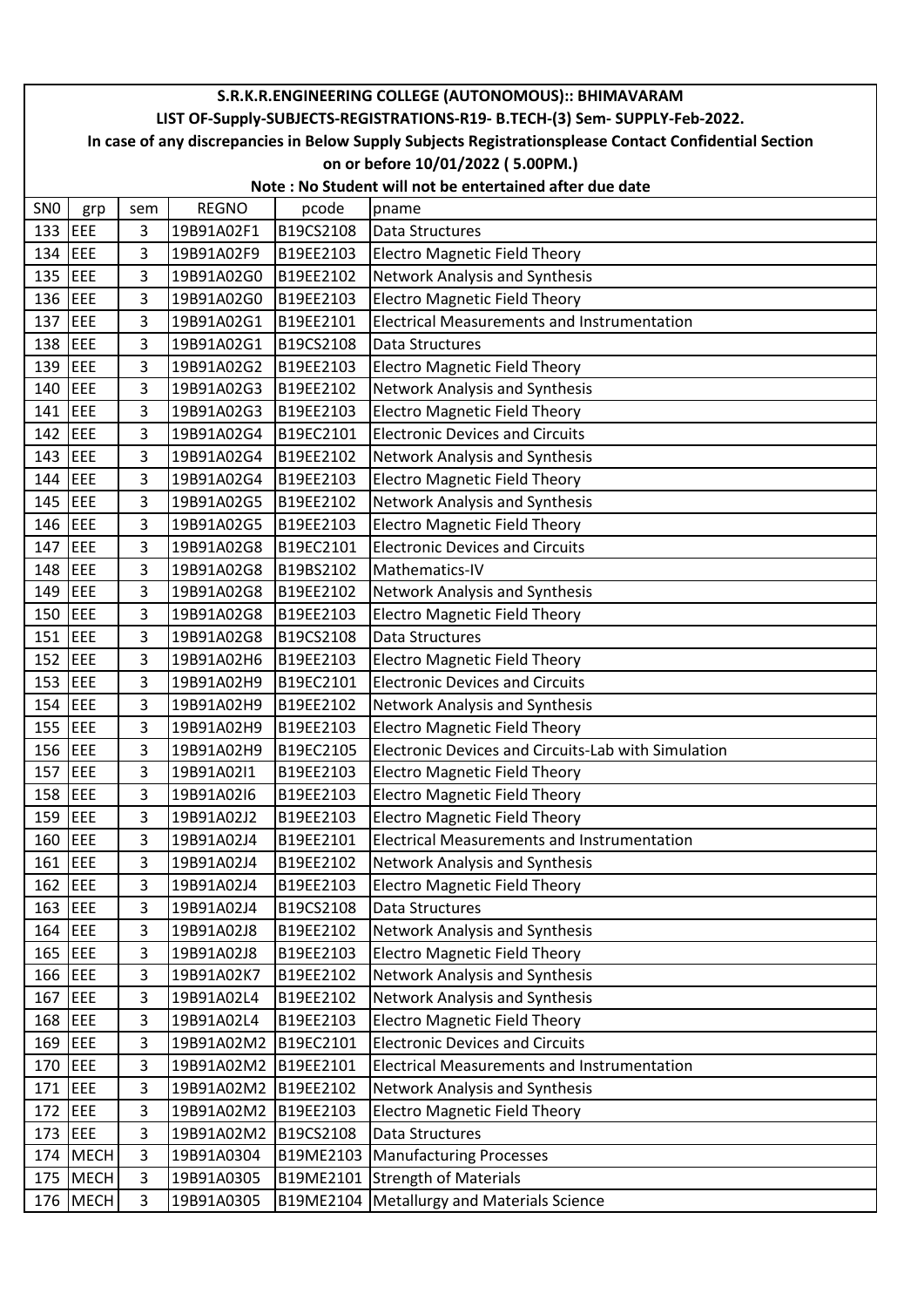# S.R.K.R.ENGINEERING COLLEGE (AUTONOMOUS):: BHIMAVARAM

## LIST OF-Supply-SUBJECTS-REGISTRATIONS-R19- B.TECH-(3) Sem- SUPPLY-Feb-2022.

**In case of any discrepancies in Below Supply Subjects Registrationsplease Contact Confidential Section on or before 10/01/2022 ( 5.00PM.)**

**Note : No Student will not be entertained after due date**

| SN0 | grp | sem | REGNO | pcode | pname |
|---|---|---|---|---|---|
| 133 | EEE | 3 | 19B91A02F1 | B19CS2108 | Data Structures |
| 134 | EEE | 3 | 19B91A02F9 | B19EE2103 | Electro Magnetic Field Theory |
| 135 | EEE | 3 | 19B91A02G0 | B19EE2102 | Network Analysis and Synthesis |
| 136 | EEE | 3 | 19B91A02G0 | B19EE2103 | Electro Magnetic Field Theory |
| 137 | EEE | 3 | 19B91A02G1 | B19EE2101 | Electrical Measurements and Instrumentation |
| 138 | EEE | 3 | 19B91A02G1 | B19CS2108 | Data Structures |
| 139 | EEE | 3 | 19B91A02G2 | B19EE2103 | Electro Magnetic Field Theory |
| 140 | EEE | 3 | 19B91A02G3 | B19EE2102 | Network Analysis and Synthesis |
| 141 | EEE | 3 | 19B91A02G3 | B19EE2103 | Electro Magnetic Field Theory |
| 142 | EEE | 3 | 19B91A02G4 | B19EC2101 | Electronic Devices and Circuits |
| 143 | EEE | 3 | 19B91A02G4 | B19EE2102 | Network Analysis and Synthesis |
| 144 | EEE | 3 | 19B91A02G4 | B19EE2103 | Electro Magnetic Field Theory |
| 145 | EEE | 3 | 19B91A02G5 | B19EE2102 | Network Analysis and Synthesis |
| 146 | EEE | 3 | 19B91A02G5 | B19EE2103 | Electro Magnetic Field Theory |
| 147 | EEE | 3 | 19B91A02G8 | B19EC2101 | Electronic Devices and Circuits |
| 148 | EEE | 3 | 19B91A02G8 | B19BS2102 | Mathematics-IV |
| 149 | EEE | 3 | 19B91A02G8 | B19EE2102 | Network Analysis and Synthesis |
| 150 | EEE | 3 | 19B91A02G8 | B19EE2103 | Electro Magnetic Field Theory |
| 151 | EEE | 3 | 19B91A02G8 | B19CS2108 | Data Structures |
| 152 | EEE | 3 | 19B91A02H6 | B19EE2103 | Electro Magnetic Field Theory |
| 153 | EEE | 3 | 19B91A02H9 | B19EC2101 | Electronic Devices and Circuits |
| 154 | EEE | 3 | 19B91A02H9 | B19EE2102 | Network Analysis and Synthesis |
| 155 | EEE | 3 | 19B91A02H9 | B19EE2103 | Electro Magnetic Field Theory |
| 156 | EEE | 3 | 19B91A02H9 | B19EC2105 | Electronic Devices and Circuits-Lab with Simulation |
| 157 | EEE | 3 | 19B91A02I1 | B19EE2103 | Electro Magnetic Field Theory |
| 158 | EEE | 3 | 19B91A02I6 | B19EE2103 | Electro Magnetic Field Theory |
| 159 | EEE | 3 | 19B91A02J2 | B19EE2103 | Electro Magnetic Field Theory |
| 160 | EEE | 3 | 19B91A02J4 | B19EE2101 | Electrical Measurements and Instrumentation |
| 161 | EEE | 3 | 19B91A02J4 | B19EE2102 | Network Analysis and Synthesis |
| 162 | EEE | 3 | 19B91A02J4 | B19EE2103 | Electro Magnetic Field Theory |
| 163 | EEE | 3 | 19B91A02J4 | B19CS2108 | Data Structures |
| 164 | EEE | 3 | 19B91A02J8 | B19EE2102 | Network Analysis and Synthesis |
| 165 | EEE | 3 | 19B91A02J8 | B19EE2103 | Electro Magnetic Field Theory |
| 166 | EEE | 3 | 19B91A02K7 | B19EE2102 | Network Analysis and Synthesis |
| 167 | EEE | 3 | 19B91A02L4 | B19EE2102 | Network Analysis and Synthesis |
| 168 | EEE | 3 | 19B91A02L4 | B19EE2103 | Electro Magnetic Field Theory |
| 169 | EEE | 3 | 19B91A02M2 | B19EC2101 | Electronic Devices and Circuits |
| 170 | EEE | 3 | 19B91A02M2 | B19EE2101 | Electrical Measurements and Instrumentation |
| 171 | EEE | 3 | 19B91A02M2 | B19EE2102 | Network Analysis and Synthesis |
| 172 | EEE | 3 | 19B91A02M2 | B19EE2103 | Electro Magnetic Field Theory |
| 173 | EEE | 3 | 19B91A02M2 | B19CS2108 | Data Structures |
| 174 | MECH | 3 | 19B91A0304 | B19ME2103 | Manufacturing Processes |
| 175 | MECH | 3 | 19B91A0305 | B19ME2101 | Strength of Materials |
| 176 | MECH | 3 | 19B91A0305 | B19ME2104 | Metallurgy and Materials Science |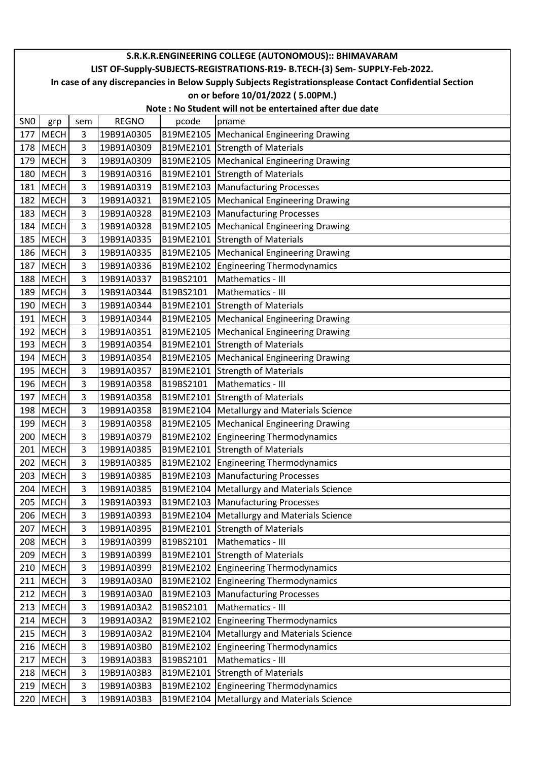# S.R.K.R.ENGINEERING COLLEGE (AUTONOMOUS):: BHIMAVARAM

## LIST OF-Supply-SUBJECTS-REGISTRATIONS-R19- B.TECH-(3) Sem- SUPPLY-Feb-2022.

**In case of any discrepancies in Below Supply Subjects Registrationsplease Contact Confidential Section on or before 10/01/2022 ( 5.00PM.)**

**Note : No Student will not be entertained after due date**

| SN0 | grp | sem | REGNO | pcode | pname |
|---|---|---|---|---|---|
| 177 | MECH | 3 | 19B91A0305 | B19ME2105 | Mechanical Engineering Drawing |
| 178 | MECH | 3 | 19B91A0309 | B19ME2101 | Strength of Materials |
| 179 | MECH | 3 | 19B91A0309 | B19ME2105 | Mechanical Engineering Drawing |
| 180 | MECH | 3 | 19B91A0316 | B19ME2101 | Strength of Materials |
| 181 | MECH | 3 | 19B91A0319 | B19ME2103 | Manufacturing Processes |
| 182 | MECH | 3 | 19B91A0321 | B19ME2105 | Mechanical Engineering Drawing |
| 183 | MECH | 3 | 19B91A0328 | B19ME2103 | Manufacturing Processes |
| 184 | MECH | 3 | 19B91A0328 | B19ME2105 | Mechanical Engineering Drawing |
| 185 | MECH | 3 | 19B91A0335 | B19ME2101 | Strength of Materials |
| 186 | MECH | 3 | 19B91A0335 | B19ME2105 | Mechanical Engineering Drawing |
| 187 | MECH | 3 | 19B91A0336 | B19ME2102 | Engineering Thermodynamics |
| 188 | MECH | 3 | 19B91A0337 | B19BS2101 | Mathematics - III |
| 189 | MECH | 3 | 19B91A0344 | B19BS2101 | Mathematics - III |
| 190 | MECH | 3 | 19B91A0344 | B19ME2101 | Strength of Materials |
| 191 | MECH | 3 | 19B91A0344 | B19ME2105 | Mechanical Engineering Drawing |
| 192 | MECH | 3 | 19B91A0351 | B19ME2105 | Mechanical Engineering Drawing |
| 193 | MECH | 3 | 19B91A0354 | B19ME2101 | Strength of Materials |
| 194 | MECH | 3 | 19B91A0354 | B19ME2105 | Mechanical Engineering Drawing |
| 195 | MECH | 3 | 19B91A0357 | B19ME2101 | Strength of Materials |
| 196 | MECH | 3 | 19B91A0358 | B19BS2101 | Mathematics - III |
| 197 | MECH | 3 | 19B91A0358 | B19ME2101 | Strength of Materials |
| 198 | MECH | 3 | 19B91A0358 | B19ME2104 | Metallurgy and Materials Science |
| 199 | MECH | 3 | 19B91A0358 | B19ME2105 | Mechanical Engineering Drawing |
| 200 | MECH | 3 | 19B91A0379 | B19ME2102 | Engineering Thermodynamics |
| 201 | MECH | 3 | 19B91A0385 | B19ME2101 | Strength of Materials |
| 202 | MECH | 3 | 19B91A0385 | B19ME2102 | Engineering Thermodynamics |
| 203 | MECH | 3 | 19B91A0385 | B19ME2103 | Manufacturing Processes |
| 204 | MECH | 3 | 19B91A0385 | B19ME2104 | Metallurgy and Materials Science |
| 205 | MECH | 3 | 19B91A0393 | B19ME2103 | Manufacturing Processes |
| 206 | MECH | 3 | 19B91A0393 | B19ME2104 | Metallurgy and Materials Science |
| 207 | MECH | 3 | 19B91A0395 | B19ME2101 | Strength of Materials |
| 208 | MECH | 3 | 19B91A0399 | B19BS2101 | Mathematics - III |
| 209 | MECH | 3 | 19B91A0399 | B19ME2101 | Strength of Materials |
| 210 | MECH | 3 | 19B91A0399 | B19ME2102 | Engineering Thermodynamics |
| 211 | MECH | 3 | 19B91A03A0 | B19ME2102 | Engineering Thermodynamics |
| 212 | MECH | 3 | 19B91A03A0 | B19ME2103 | Manufacturing Processes |
| 213 | MECH | 3 | 19B91A03A2 | B19BS2101 | Mathematics - III |
| 214 | MECH | 3 | 19B91A03A2 | B19ME2102 | Engineering Thermodynamics |
| 215 | MECH | 3 | 19B91A03A2 | B19ME2104 | Metallurgy and Materials Science |
| 216 | MECH | 3 | 19B91A03B0 | B19ME2102 | Engineering Thermodynamics |
| 217 | MECH | 3 | 19B91A03B3 | B19BS2101 | Mathematics - III |
| 218 | MECH | 3 | 19B91A03B3 | B19ME2101 | Strength of Materials |
| 219 | MECH | 3 | 19B91A03B3 | B19ME2102 | Engineering Thermodynamics |
| 220 | MECH | 3 | 19B91A03B3 | B19ME2104 | Metallurgy and Materials Science |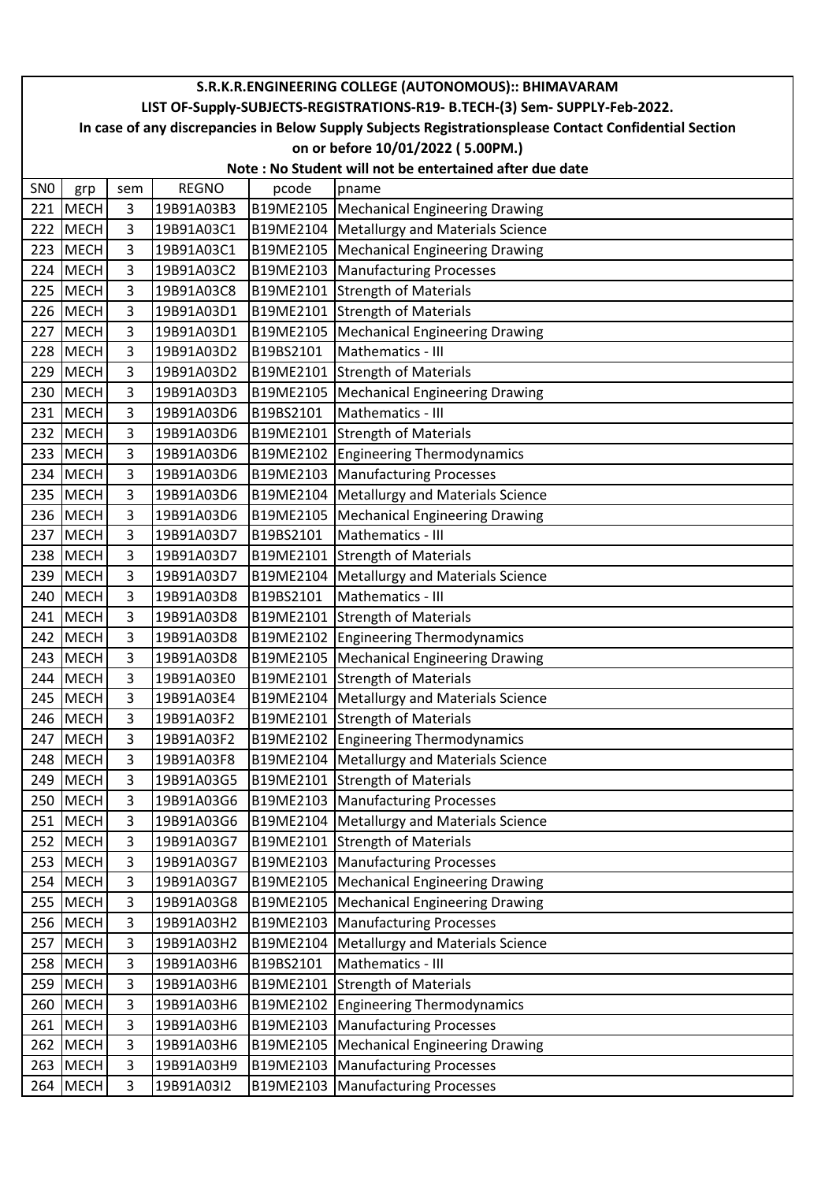**S.R.K.R.ENGINEERING COLLEGE (AUTONOMOUS):: BHIMAVARAM**

**LIST OF-Supply-SUBJECTS-REGISTRATIONS-R19- B.TECH-(3) Sem- SUPPLY-Feb-2022.**

**In case of any discrepancies in Below Supply Subjects Registrationsplease Contact Confidential Section on or before 10/01/2022 ( 5.00PM.)**

**Note : No Student will not be entertained after due date**

| SN0 | grp | sem | REGNO | pcode | pname |
|---|---|---|---|---|---|
| 221 | MECH | 3 | 19B91A03B3 | B19ME2105 | Mechanical Engineering Drawing |
| 222 | MECH | 3 | 19B91A03C1 | B19ME2104 | Metallurgy and Materials Science |
| 223 | MECH | 3 | 19B91A03C1 | B19ME2105 | Mechanical Engineering Drawing |
| 224 | MECH | 3 | 19B91A03C2 | B19ME2103 | Manufacturing Processes |
| 225 | MECH | 3 | 19B91A03C8 | B19ME2101 | Strength of Materials |
| 226 | MECH | 3 | 19B91A03D1 | B19ME2101 | Strength of Materials |
| 227 | MECH | 3 | 19B91A03D1 | B19ME2105 | Mechanical Engineering Drawing |
| 228 | MECH | 3 | 19B91A03D2 | B19BS2101 | Mathematics - III |
| 229 | MECH | 3 | 19B91A03D2 | B19ME2101 | Strength of Materials |
| 230 | MECH | 3 | 19B91A03D3 | B19ME2105 | Mechanical Engineering Drawing |
| 231 | MECH | 3 | 19B91A03D6 | B19BS2101 | Mathematics - III |
| 232 | MECH | 3 | 19B91A03D6 | B19ME2101 | Strength of Materials |
| 233 | MECH | 3 | 19B91A03D6 | B19ME2102 | Engineering Thermodynamics |
| 234 | MECH | 3 | 19B91A03D6 | B19ME2103 | Manufacturing Processes |
| 235 | MECH | 3 | 19B91A03D6 | B19ME2104 | Metallurgy and Materials Science |
| 236 | MECH | 3 | 19B91A03D6 | B19ME2105 | Mechanical Engineering Drawing |
| 237 | MECH | 3 | 19B91A03D7 | B19BS2101 | Mathematics - III |
| 238 | MECH | 3 | 19B91A03D7 | B19ME2101 | Strength of Materials |
| 239 | MECH | 3 | 19B91A03D7 | B19ME2104 | Metallurgy and Materials Science |
| 240 | MECH | 3 | 19B91A03D8 | B19BS2101 | Mathematics - III |
| 241 | MECH | 3 | 19B91A03D8 | B19ME2101 | Strength of Materials |
| 242 | MECH | 3 | 19B91A03D8 | B19ME2102 | Engineering Thermodynamics |
| 243 | MECH | 3 | 19B91A03D8 | B19ME2105 | Mechanical Engineering Drawing |
| 244 | MECH | 3 | 19B91A03E0 | B19ME2101 | Strength of Materials |
| 245 | MECH | 3 | 19B91A03E4 | B19ME2104 | Metallurgy and Materials Science |
| 246 | MECH | 3 | 19B91A03F2 | B19ME2101 | Strength of Materials |
| 247 | MECH | 3 | 19B91A03F2 | B19ME2102 | Engineering Thermodynamics |
| 248 | MECH | 3 | 19B91A03F8 | B19ME2104 | Metallurgy and Materials Science |
| 249 | MECH | 3 | 19B91A03G5 | B19ME2101 | Strength of Materials |
| 250 | MECH | 3 | 19B91A03G6 | B19ME2103 | Manufacturing Processes |
| 251 | MECH | 3 | 19B91A03G6 | B19ME2104 | Metallurgy and Materials Science |
| 252 | MECH | 3 | 19B91A03G7 | B19ME2101 | Strength of Materials |
| 253 | MECH | 3 | 19B91A03G7 | B19ME2103 | Manufacturing Processes |
| 254 | MECH | 3 | 19B91A03G7 | B19ME2105 | Mechanical Engineering Drawing |
| 255 | MECH | 3 | 19B91A03G8 | B19ME2105 | Mechanical Engineering Drawing |
| 256 | MECH | 3 | 19B91A03H2 | B19ME2103 | Manufacturing Processes |
| 257 | MECH | 3 | 19B91A03H2 | B19ME2104 | Metallurgy and Materials Science |
| 258 | MECH | 3 | 19B91A03H6 | B19BS2101 | Mathematics - III |
| 259 | MECH | 3 | 19B91A03H6 | B19ME2101 | Strength of Materials |
| 260 | MECH | 3 | 19B91A03H6 | B19ME2102 | Engineering Thermodynamics |
| 261 | MECH | 3 | 19B91A03H6 | B19ME2103 | Manufacturing Processes |
| 262 | MECH | 3 | 19B91A03H6 | B19ME2105 | Mechanical Engineering Drawing |
| 263 | MECH | 3 | 19B91A03H9 | B19ME2103 | Manufacturing Processes |
| 264 | MECH | 3 | 19B91A03I2 | B19ME2103 | Manufacturing Processes |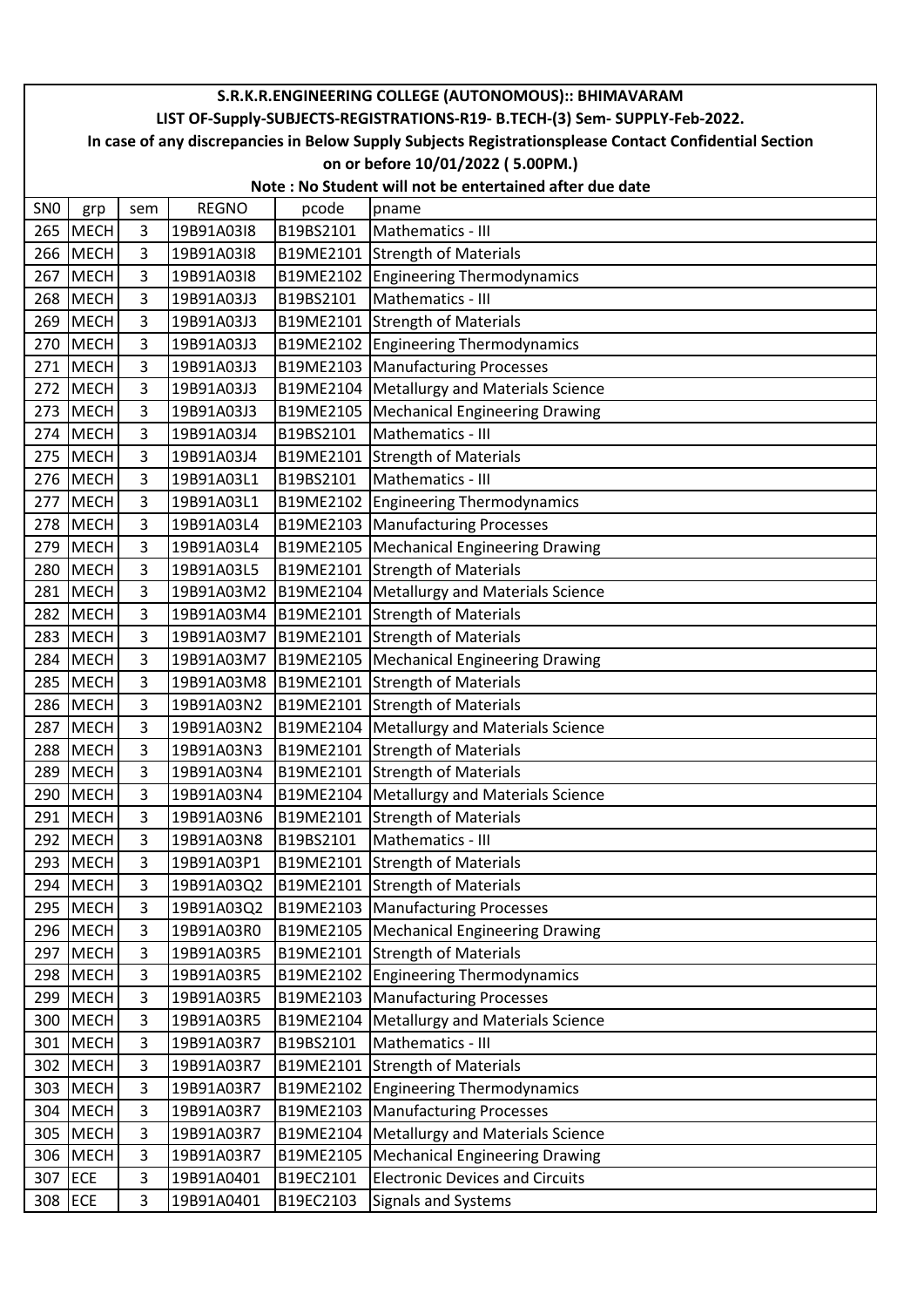**S.R.K.R.ENGINEERING COLLEGE (AUTONOMOUS):: BHIMAVARAM**

**LIST OF-Supply-SUBJECTS-REGISTRATIONS-R19- B.TECH-(3) Sem- SUPPLY-Feb-2022.**

**In case of any discrepancies in Below Supply Subjects Registrationsplease Contact Confidential Section on or before 10/01/2022 ( 5.00PM.)**

**Note : No Student will not be entertained after due date**

| SN0 | grp | sem | REGNO | pcode | pname |
|---|---|---|---|---|---|
| 265 | MECH | 3 | 19B91A03I8 | B19BS2101 | Mathematics - III |
| 266 | MECH | 3 | 19B91A03I8 | B19ME2101 | Strength of Materials |
| 267 | MECH | 3 | 19B91A03I8 | B19ME2102 | Engineering Thermodynamics |
| 268 | MECH | 3 | 19B91A03J3 | B19BS2101 | Mathematics - III |
| 269 | MECH | 3 | 19B91A03J3 | B19ME2101 | Strength of Materials |
| 270 | MECH | 3 | 19B91A03J3 | B19ME2102 | Engineering Thermodynamics |
| 271 | MECH | 3 | 19B91A03J3 | B19ME2103 | Manufacturing Processes |
| 272 | MECH | 3 | 19B91A03J3 | B19ME2104 | Metallurgy and Materials Science |
| 273 | MECH | 3 | 19B91A03J3 | B19ME2105 | Mechanical Engineering Drawing |
| 274 | MECH | 3 | 19B91A03J4 | B19BS2101 | Mathematics - III |
| 275 | MECH | 3 | 19B91A03J4 | B19ME2101 | Strength of Materials |
| 276 | MECH | 3 | 19B91A03L1 | B19BS2101 | Mathematics - III |
| 277 | MECH | 3 | 19B91A03L1 | B19ME2102 | Engineering Thermodynamics |
| 278 | MECH | 3 | 19B91A03L4 | B19ME2103 | Manufacturing Processes |
| 279 | MECH | 3 | 19B91A03L4 | B19ME2105 | Mechanical Engineering Drawing |
| 280 | MECH | 3 | 19B91A03L5 | B19ME2101 | Strength of Materials |
| 281 | MECH | 3 | 19B91A03M2 | B19ME2104 | Metallurgy and Materials Science |
| 282 | MECH | 3 | 19B91A03M4 | B19ME2101 | Strength of Materials |
| 283 | MECH | 3 | 19B91A03M7 | B19ME2101 | Strength of Materials |
| 284 | MECH | 3 | 19B91A03M7 | B19ME2105 | Mechanical Engineering Drawing |
| 285 | MECH | 3 | 19B91A03M8 | B19ME2101 | Strength of Materials |
| 286 | MECH | 3 | 19B91A03N2 | B19ME2101 | Strength of Materials |
| 287 | MECH | 3 | 19B91A03N2 | B19ME2104 | Metallurgy and Materials Science |
| 288 | MECH | 3 | 19B91A03N3 | B19ME2101 | Strength of Materials |
| 289 | MECH | 3 | 19B91A03N4 | B19ME2101 | Strength of Materials |
| 290 | MECH | 3 | 19B91A03N4 | B19ME2104 | Metallurgy and Materials Science |
| 291 | MECH | 3 | 19B91A03N6 | B19ME2101 | Strength of Materials |
| 292 | MECH | 3 | 19B91A03N8 | B19BS2101 | Mathematics - III |
| 293 | MECH | 3 | 19B91A03P1 | B19ME2101 | Strength of Materials |
| 294 | MECH | 3 | 19B91A03Q2 | B19ME2101 | Strength of Materials |
| 295 | MECH | 3 | 19B91A03Q2 | B19ME2103 | Manufacturing Processes |
| 296 | MECH | 3 | 19B91A03R0 | B19ME2105 | Mechanical Engineering Drawing |
| 297 | MECH | 3 | 19B91A03R5 | B19ME2101 | Strength of Materials |
| 298 | MECH | 3 | 19B91A03R5 | B19ME2102 | Engineering Thermodynamics |
| 299 | MECH | 3 | 19B91A03R5 | B19ME2103 | Manufacturing Processes |
| 300 | MECH | 3 | 19B91A03R5 | B19ME2104 | Metallurgy and Materials Science |
| 301 | MECH | 3 | 19B91A03R7 | B19BS2101 | Mathematics - III |
| 302 | MECH | 3 | 19B91A03R7 | B19ME2101 | Strength of Materials |
| 303 | MECH | 3 | 19B91A03R7 | B19ME2102 | Engineering Thermodynamics |
| 304 | MECH | 3 | 19B91A03R7 | B19ME2103 | Manufacturing Processes |
| 305 | MECH | 3 | 19B91A03R7 | B19ME2104 | Metallurgy and Materials Science |
| 306 | MECH | 3 | 19B91A03R7 | B19ME2105 | Mechanical Engineering Drawing |
| 307 | ECE | 3 | 19B91A0401 | B19EC2101 | Electronic Devices and Circuits |
| 308 | ECE | 3 | 19B91A0401 | B19EC2103 | Signals and Systems |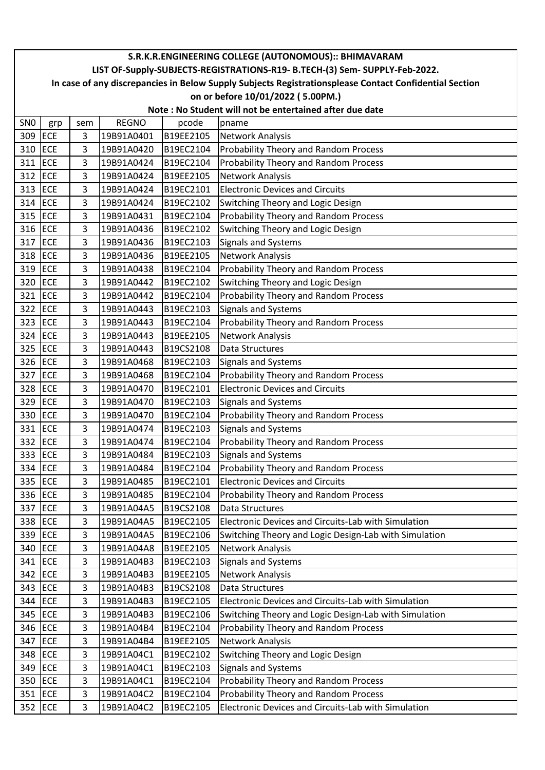# S.R.K.R.ENGINEERING COLLEGE (AUTONOMOUS):: BHIMAVARAM

## LIST OF-Supply-SUBJECTS-REGISTRATIONS-R19- B.TECH-(3) Sem- SUPPLY-Feb-2022.

**In case of any discrepancies in Below Supply Subjects Registrationsplease Contact Confidential Section on or before 10/01/2022 ( 5.00PM.)**

**Note : No Student will not be entertained after due date**

| SNO | grp | sem | REGNO | pcode | pname |
|---|---|---|---|---|---|
| 309 | ECE | 3 | 19B91A0401 | B19EE2105 | Network Analysis |
| 310 | ECE | 3 | 19B91A0420 | B19EC2104 | Probability Theory and Random Process |
| 311 | ECE | 3 | 19B91A0424 | B19EC2104 | Probability Theory and Random Process |
| 312 | ECE | 3 | 19B91A0424 | B19EE2105 | Network Analysis |
| 313 | ECE | 3 | 19B91A0424 | B19EC2101 | Electronic Devices and Circuits |
| 314 | ECE | 3 | 19B91A0424 | B19EC2102 | Switching Theory and Logic Design |
| 315 | ECE | 3 | 19B91A0431 | B19EC2104 | Probability Theory and Random Process |
| 316 | ECE | 3 | 19B91A0436 | B19EC2102 | Switching Theory and Logic Design |
| 317 | ECE | 3 | 19B91A0436 | B19EC2103 | Signals and Systems |
| 318 | ECE | 3 | 19B91A0436 | B19EE2105 | Network Analysis |
| 319 | ECE | 3 | 19B91A0438 | B19EC2104 | Probability Theory and Random Process |
| 320 | ECE | 3 | 19B91A0442 | B19EC2102 | Switching Theory and Logic Design |
| 321 | ECE | 3 | 19B91A0442 | B19EC2104 | Probability Theory and Random Process |
| 322 | ECE | 3 | 19B91A0443 | B19EC2103 | Signals and Systems |
| 323 | ECE | 3 | 19B91A0443 | B19EC2104 | Probability Theory and Random Process |
| 324 | ECE | 3 | 19B91A0443 | B19EE2105 | Network Analysis |
| 325 | ECE | 3 | 19B91A0443 | B19CS2108 | Data Structures |
| 326 | ECE | 3 | 19B91A0468 | B19EC2103 | Signals and Systems |
| 327 | ECE | 3 | 19B91A0468 | B19EC2104 | Probability Theory and Random Process |
| 328 | ECE | 3 | 19B91A0470 | B19EC2101 | Electronic Devices and Circuits |
| 329 | ECE | 3 | 19B91A0470 | B19EC2103 | Signals and Systems |
| 330 | ECE | 3 | 19B91A0470 | B19EC2104 | Probability Theory and Random Process |
| 331 | ECE | 3 | 19B91A0474 | B19EC2103 | Signals and Systems |
| 332 | ECE | 3 | 19B91A0474 | B19EC2104 | Probability Theory and Random Process |
| 333 | ECE | 3 | 19B91A0484 | B19EC2103 | Signals and Systems |
| 334 | ECE | 3 | 19B91A0484 | B19EC2104 | Probability Theory and Random Process |
| 335 | ECE | 3 | 19B91A0485 | B19EC2101 | Electronic Devices and Circuits |
| 336 | ECE | 3 | 19B91A0485 | B19EC2104 | Probability Theory and Random Process |
| 337 | ECE | 3 | 19B91A04A5 | B19CS2108 | Data Structures |
| 338 | ECE | 3 | 19B91A04A5 | B19EC2105 | Electronic Devices and Circuits-Lab with Simulation |
| 339 | ECE | 3 | 19B91A04A5 | B19EC2106 | Switching Theory and Logic Design-Lab with Simulation |
| 340 | ECE | 3 | 19B91A04A8 | B19EE2105 | Network Analysis |
| 341 | ECE | 3 | 19B91A04B3 | B19EC2103 | Signals and Systems |
| 342 | ECE | 3 | 19B91A04B3 | B19EE2105 | Network Analysis |
| 343 | ECE | 3 | 19B91A04B3 | B19CS2108 | Data Structures |
| 344 | ECE | 3 | 19B91A04B3 | B19EC2105 | Electronic Devices and Circuits-Lab with Simulation |
| 345 | ECE | 3 | 19B91A04B3 | B19EC2106 | Switching Theory and Logic Design-Lab with Simulation |
| 346 | ECE | 3 | 19B91A04B4 | B19EC2104 | Probability Theory and Random Process |
| 347 | ECE | 3 | 19B91A04B4 | B19EE2105 | Network Analysis |
| 348 | ECE | 3 | 19B91A04C1 | B19EC2102 | Switching Theory and Logic Design |
| 349 | ECE | 3 | 19B91A04C1 | B19EC2103 | Signals and Systems |
| 350 | ECE | 3 | 19B91A04C1 | B19EC2104 | Probability Theory and Random Process |
| 351 | ECE | 3 | 19B91A04C2 | B19EC2104 | Probability Theory and Random Process |
| 352 | ECE | 3 | 19B91A04C2 | B19EC2105 | Electronic Devices and Circuits-Lab with Simulation |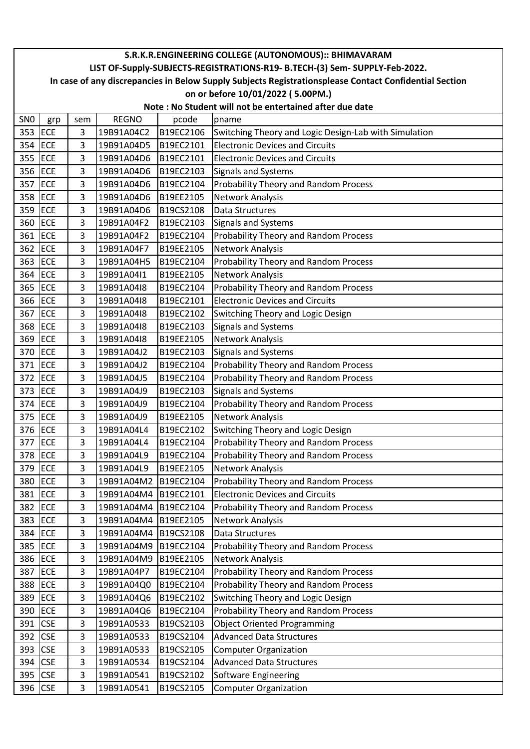## S.R.K.R.ENGINEERING COLLEGE (AUTONOMOUS):: BHIMAVARAM

### LIST OF-Supply-SUBJECTS-REGISTRATIONS-R19- B.TECH-(3) Sem- SUPPLY-Feb-2022.

In case of any discrepancies in Below Supply Subjects Registrationsplease Contact Confidential Section on or before 10/01/2022 ( 5.00PM.)

**Note : No Student will not be entertained after due date**

| SN0 | grp | sem | REGNO | pcode | pname |
|---|---|---|---|---|---|
| 353 | ECE | 3 | 19B91A04C2 | B19EC2106 | Switching Theory and Logic Design-Lab with Simulation |
| 354 | ECE | 3 | 19B91A04D5 | B19EC2101 | Electronic Devices and Circuits |
| 355 | ECE | 3 | 19B91A04D6 | B19EC2101 | Electronic Devices and Circuits |
| 356 | ECE | 3 | 19B91A04D6 | B19EC2103 | Signals and Systems |
| 357 | ECE | 3 | 19B91A04D6 | B19EC2104 | Probability Theory and Random Process |
| 358 | ECE | 3 | 19B91A04D6 | B19EE2105 | Network Analysis |
| 359 | ECE | 3 | 19B91A04D6 | B19CS2108 | Data Structures |
| 360 | ECE | 3 | 19B91A04F2 | B19EC2103 | Signals and Systems |
| 361 | ECE | 3 | 19B91A04F2 | B19EC2104 | Probability Theory and Random Process |
| 362 | ECE | 3 | 19B91A04F7 | B19EE2105 | Network Analysis |
| 363 | ECE | 3 | 19B91A04H5 | B19EC2104 | Probability Theory and Random Process |
| 364 | ECE | 3 | 19B91A04I1 | B19EE2105 | Network Analysis |
| 365 | ECE | 3 | 19B91A04I8 | B19EC2104 | Probability Theory and Random Process |
| 366 | ECE | 3 | 19B91A04I8 | B19EC2101 | Electronic Devices and Circuits |
| 367 | ECE | 3 | 19B91A04I8 | B19EC2102 | Switching Theory and Logic Design |
| 368 | ECE | 3 | 19B91A04I8 | B19EC2103 | Signals and Systems |
| 369 | ECE | 3 | 19B91A04I8 | B19EE2105 | Network Analysis |
| 370 | ECE | 3 | 19B91A04J2 | B19EC2103 | Signals and Systems |
| 371 | ECE | 3 | 19B91A04J2 | B19EC2104 | Probability Theory and Random Process |
| 372 | ECE | 3 | 19B91A04J5 | B19EC2104 | Probability Theory and Random Process |
| 373 | ECE | 3 | 19B91A04J9 | B19EC2103 | Signals and Systems |
| 374 | ECE | 3 | 19B91A04J9 | B19EC2104 | Probability Theory and Random Process |
| 375 | ECE | 3 | 19B91A04J9 | B19EE2105 | Network Analysis |
| 376 | ECE | 3 | 19B91A04L4 | B19EC2102 | Switching Theory and Logic Design |
| 377 | ECE | 3 | 19B91A04L4 | B19EC2104 | Probability Theory and Random Process |
| 378 | ECE | 3 | 19B91A04L9 | B19EC2104 | Probability Theory and Random Process |
| 379 | ECE | 3 | 19B91A04L9 | B19EE2105 | Network Analysis |
| 380 | ECE | 3 | 19B91A04M2 | B19EC2104 | Probability Theory and Random Process |
| 381 | ECE | 3 | 19B91A04M4 | B19EC2101 | Electronic Devices and Circuits |
| 382 | ECE | 3 | 19B91A04M4 | B19EC2104 | Probability Theory and Random Process |
| 383 | ECE | 3 | 19B91A04M4 | B19EE2105 | Network Analysis |
| 384 | ECE | 3 | 19B91A04M4 | B19CS2108 | Data Structures |
| 385 | ECE | 3 | 19B91A04M9 | B19EC2104 | Probability Theory and Random Process |
| 386 | ECE | 3 | 19B91A04M9 | B19EE2105 | Network Analysis |
| 387 | ECE | 3 | 19B91A04P7 | B19EC2104 | Probability Theory and Random Process |
| 388 | ECE | 3 | 19B91A04Q0 | B19EC2104 | Probability Theory and Random Process |
| 389 | ECE | 3 | 19B91A04Q6 | B19EC2102 | Switching Theory and Logic Design |
| 390 | ECE | 3 | 19B91A04Q6 | B19EC2104 | Probability Theory and Random Process |
| 391 | CSE | 3 | 19B91A0533 | B19CS2103 | Object Oriented Programming |
| 392 | CSE | 3 | 19B91A0533 | B19CS2104 | Advanced Data Structures |
| 393 | CSE | 3 | 19B91A0533 | B19CS2105 | Computer Organization |
| 394 | CSE | 3 | 19B91A0534 | B19CS2104 | Advanced Data Structures |
| 395 | CSE | 3 | 19B91A0541 | B19CS2102 | Software Engineering |
| 396 | CSE | 3 | 19B91A0541 | B19CS2105 | Computer Organization |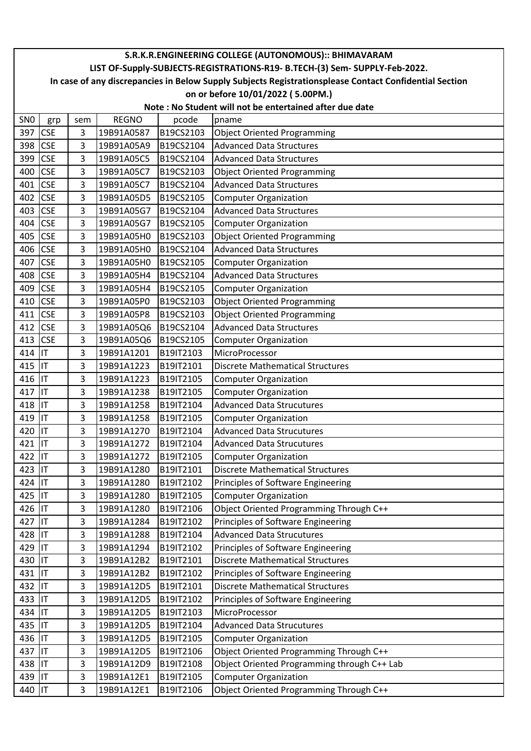**S.R.K.R.ENGINEERING COLLEGE (AUTONOMOUS):: BHIMAVARAM**

**LIST OF-Supply-SUBJECTS-REGISTRATIONS-R19- B.TECH-(3) Sem- SUPPLY-Feb-2022.**

**In case of any discrepancies in Below Supply Subjects Registrationsplease Contact Confidential Section on or before 10/01/2022 ( 5.00PM.)**

**Note : No Student will not be entertained after due date**

| SN0 | grp | sem | REGNO | pcode | pname |
|---|---|---|---|---|---|
| 397 | CSE | 3 | 19B91A0587 | B19CS2103 | Object Oriented Programming |
| 398 | CSE | 3 | 19B91A05A9 | B19CS2104 | Advanced Data Structures |
| 399 | CSE | 3 | 19B91A05C5 | B19CS2104 | Advanced Data Structures |
| 400 | CSE | 3 | 19B91A05C7 | B19CS2103 | Object Oriented Programming |
| 401 | CSE | 3 | 19B91A05C7 | B19CS2104 | Advanced Data Structures |
| 402 | CSE | 3 | 19B91A05D5 | B19CS2105 | Computer Organization |
| 403 | CSE | 3 | 19B91A05G7 | B19CS2104 | Advanced Data Structures |
| 404 | CSE | 3 | 19B91A05G7 | B19CS2105 | Computer Organization |
| 405 | CSE | 3 | 19B91A05H0 | B19CS2103 | Object Oriented Programming |
| 406 | CSE | 3 | 19B91A05H0 | B19CS2104 | Advanced Data Structures |
| 407 | CSE | 3 | 19B91A05H0 | B19CS2105 | Computer Organization |
| 408 | CSE | 3 | 19B91A05H4 | B19CS2104 | Advanced Data Structures |
| 409 | CSE | 3 | 19B91A05H4 | B19CS2105 | Computer Organization |
| 410 | CSE | 3 | 19B91A05P0 | B19CS2103 | Object Oriented Programming |
| 411 | CSE | 3 | 19B91A05P8 | B19CS2103 | Object Oriented Programming |
| 412 | CSE | 3 | 19B91A05Q6 | B19CS2104 | Advanced Data Structures |
| 413 | CSE | 3 | 19B91A05Q6 | B19CS2105 | Computer Organization |
| 414 | IT | 3 | 19B91A1201 | B19IT2103 | MicroProcessor |
| 415 | IT | 3 | 19B91A1223 | B19IT2101 | Discrete Mathematical Structures |
| 416 | IT | 3 | 19B91A1223 | B19IT2105 | Computer Organization |
| 417 | IT | 3 | 19B91A1238 | B19IT2105 | Computer Organization |
| 418 | IT | 3 | 19B91A1258 | B19IT2104 | Advanced Data Strucutures |
| 419 | IT | 3 | 19B91A1258 | B19IT2105 | Computer Organization |
| 420 | IT | 3 | 19B91A1270 | B19IT2104 | Advanced Data Strucutures |
| 421 | IT | 3 | 19B91A1272 | B19IT2104 | Advanced Data Strucutures |
| 422 | IT | 3 | 19B91A1272 | B19IT2105 | Computer Organization |
| 423 | IT | 3 | 19B91A1280 | B19IT2101 | Discrete Mathematical Structures |
| 424 | IT | 3 | 19B91A1280 | B19IT2102 | Principles of Software Engineering |
| 425 | IT | 3 | 19B91A1280 | B19IT2105 | Computer Organization |
| 426 | IT | 3 | 19B91A1280 | B19IT2106 | Object Oriented Programming Through C++ |
| 427 | IT | 3 | 19B91A1284 | B19IT2102 | Principles of Software Engineering |
| 428 | IT | 3 | 19B91A1288 | B19IT2104 | Advanced Data Strucutures |
| 429 | IT | 3 | 19B91A1294 | B19IT2102 | Principles of Software Engineering |
| 430 | IT | 3 | 19B91A12B2 | B19IT2101 | Discrete Mathematical Structures |
| 431 | IT | 3 | 19B91A12B2 | B19IT2102 | Principles of Software Engineering |
| 432 | IT | 3 | 19B91A12D5 | B19IT2101 | Discrete Mathematical Structures |
| 433 | IT | 3 | 19B91A12D5 | B19IT2102 | Principles of Software Engineering |
| 434 | IT | 3 | 19B91A12D5 | B19IT2103 | MicroProcessor |
| 435 | IT | 3 | 19B91A12D5 | B19IT2104 | Advanced Data Strucutures |
| 436 | IT | 3 | 19B91A12D5 | B19IT2105 | Computer Organization |
| 437 | IT | 3 | 19B91A12D5 | B19IT2106 | Object Oriented Programming Through C++ |
| 438 | IT | 3 | 19B91A12D9 | B19IT2108 | Object Oriented Programming through C++ Lab |
| 439 | IT | 3 | 19B91A12E1 | B19IT2105 | Computer Organization |
| 440 | IT | 3 | 19B91A12E1 | B19IT2106 | Object Oriented Programming Through C++ |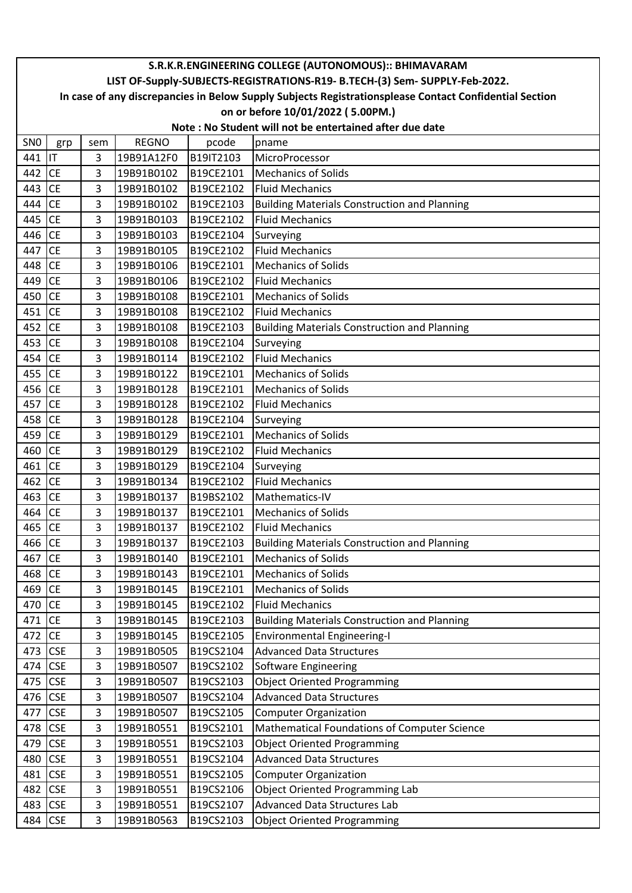**S.R.K.R.ENGINEERING COLLEGE (AUTONOMOUS):: BHIMAVARAM**

**LIST OF-Supply-SUBJECTS-REGISTRATIONS-R19- B.TECH-(3) Sem- SUPPLY-Feb-2022.**

**In case of any discrepancies in Below Supply Subjects Registrationsplease Contact Confidential Section on or before 10/01/2022 ( 5.00PM.)**

**Note : No Student will not be entertained after due date**

| SN0 | grp | sem | REGNO | pcode | pname |
|---|---|---|---|---|---|
| 441 | IT | 3 | 19B91A12F0 | B19IT2103 | MicroProcessor |
| 442 | CE | 3 | 19B91B0102 | B19CE2101 | Mechanics of Solids |
| 443 | CE | 3 | 19B91B0102 | B19CE2102 | Fluid Mechanics |
| 444 | CE | 3 | 19B91B0102 | B19CE2103 | Building Materials Construction and Planning |
| 445 | CE | 3 | 19B91B0103 | B19CE2102 | Fluid Mechanics |
| 446 | CE | 3 | 19B91B0103 | B19CE2104 | Surveying |
| 447 | CE | 3 | 19B91B0105 | B19CE2102 | Fluid Mechanics |
| 448 | CE | 3 | 19B91B0106 | B19CE2101 | Mechanics of Solids |
| 449 | CE | 3 | 19B91B0106 | B19CE2102 | Fluid Mechanics |
| 450 | CE | 3 | 19B91B0108 | B19CE2101 | Mechanics of Solids |
| 451 | CE | 3 | 19B91B0108 | B19CE2102 | Fluid Mechanics |
| 452 | CE | 3 | 19B91B0108 | B19CE2103 | Building Materials Construction and Planning |
| 453 | CE | 3 | 19B91B0108 | B19CE2104 | Surveying |
| 454 | CE | 3 | 19B91B0114 | B19CE2102 | Fluid Mechanics |
| 455 | CE | 3 | 19B91B0122 | B19CE2101 | Mechanics of Solids |
| 456 | CE | 3 | 19B91B0128 | B19CE2101 | Mechanics of Solids |
| 457 | CE | 3 | 19B91B0128 | B19CE2102 | Fluid Mechanics |
| 458 | CE | 3 | 19B91B0128 | B19CE2104 | Surveying |
| 459 | CE | 3 | 19B91B0129 | B19CE2101 | Mechanics of Solids |
| 460 | CE | 3 | 19B91B0129 | B19CE2102 | Fluid Mechanics |
| 461 | CE | 3 | 19B91B0129 | B19CE2104 | Surveying |
| 462 | CE | 3 | 19B91B0134 | B19CE2102 | Fluid Mechanics |
| 463 | CE | 3 | 19B91B0137 | B19BS2102 | Mathematics-IV |
| 464 | CE | 3 | 19B91B0137 | B19CE2101 | Mechanics of Solids |
| 465 | CE | 3 | 19B91B0137 | B19CE2102 | Fluid Mechanics |
| 466 | CE | 3 | 19B91B0137 | B19CE2103 | Building Materials Construction and Planning |
| 467 | CE | 3 | 19B91B0140 | B19CE2101 | Mechanics of Solids |
| 468 | CE | 3 | 19B91B0143 | B19CE2101 | Mechanics of Solids |
| 469 | CE | 3 | 19B91B0145 | B19CE2101 | Mechanics of Solids |
| 470 | CE | 3 | 19B91B0145 | B19CE2102 | Fluid Mechanics |
| 471 | CE | 3 | 19B91B0145 | B19CE2103 | Building Materials Construction and Planning |
| 472 | CE | 3 | 19B91B0145 | B19CE2105 | Environmental Engineering-I |
| 473 | CSE | 3 | 19B91B0505 | B19CS2104 | Advanced Data Structures |
| 474 | CSE | 3 | 19B91B0507 | B19CS2102 | Software Engineering |
| 475 | CSE | 3 | 19B91B0507 | B19CS2103 | Object Oriented Programming |
| 476 | CSE | 3 | 19B91B0507 | B19CS2104 | Advanced Data Structures |
| 477 | CSE | 3 | 19B91B0507 | B19CS2105 | Computer Organization |
| 478 | CSE | 3 | 19B91B0551 | B19CS2101 | Mathematical Foundations of Computer Science |
| 479 | CSE | 3 | 19B91B0551 | B19CS2103 | Object Oriented Programming |
| 480 | CSE | 3 | 19B91B0551 | B19CS2104 | Advanced Data Structures |
| 481 | CSE | 3 | 19B91B0551 | B19CS2105 | Computer Organization |
| 482 | CSE | 3 | 19B91B0551 | B19CS2106 | Object Oriented Programming Lab |
| 483 | CSE | 3 | 19B91B0551 | B19CS2107 | Advanced Data Structures Lab |
| 484 | CSE | 3 | 19B91B0563 | B19CS2103 | Object Oriented Programming |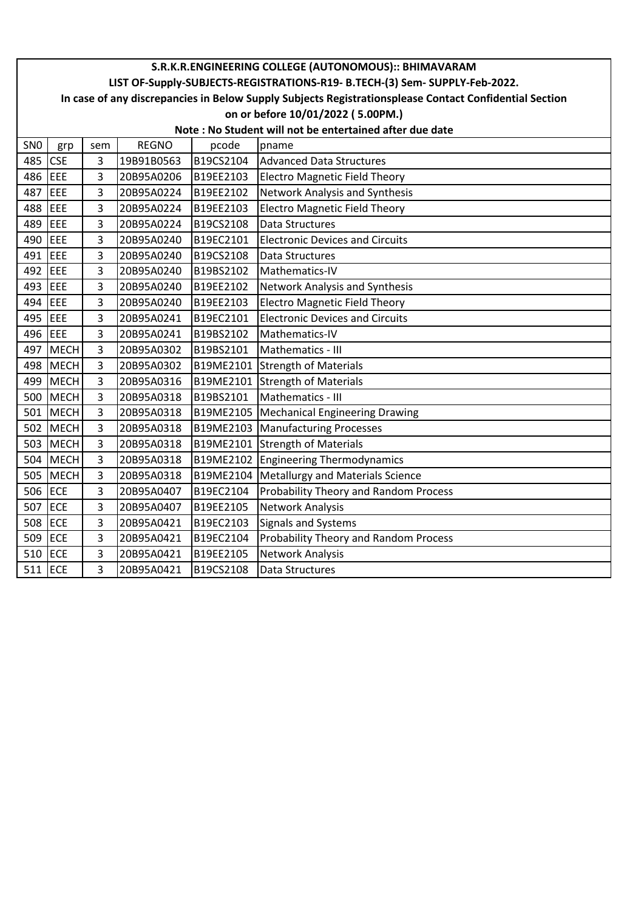# S.R.K.R.ENGINEERING COLLEGE (AUTONOMOUS):: BHIMAVARAM

## LIST OF-Supply-SUBJECTS-REGISTRATIONS-R19- B.TECH-(3) Sem- SUPPLY-Feb-2022.

**In case of any discrepancies in Below Supply Subjects Registrationsplease Contact Confidential Section on or before 10/01/2022 ( 5.00PM.)**

**Note : No Student will not be entertained after due date**

| SN0 | grp | sem | REGNO | pcode | pname |
|---|---|---|---|---|---|
| 485 | CSE | 3 | 19B91B0563 | B19CS2104 | Advanced Data Structures |
| 486 | EEE | 3 | 20B95A0206 | B19EE2103 | Electro Magnetic Field Theory |
| 487 | EEE | 3 | 20B95A0224 | B19EE2102 | Network Analysis and Synthesis |
| 488 | EEE | 3 | 20B95A0224 | B19EE2103 | Electro Magnetic Field Theory |
| 489 | EEE | 3 | 20B95A0224 | B19CS2108 | Data Structures |
| 490 | EEE | 3 | 20B95A0240 | B19EC2101 | Electronic Devices and Circuits |
| 491 | EEE | 3 | 20B95A0240 | B19CS2108 | Data Structures |
| 492 | EEE | 3 | 20B95A0240 | B19BS2102 | Mathematics-IV |
| 493 | EEE | 3 | 20B95A0240 | B19EE2102 | Network Analysis and Synthesis |
| 494 | EEE | 3 | 20B95A0240 | B19EE2103 | Electro Magnetic Field Theory |
| 495 | EEE | 3 | 20B95A0241 | B19EC2101 | Electronic Devices and Circuits |
| 496 | EEE | 3 | 20B95A0241 | B19BS2102 | Mathematics-IV |
| 497 | MECH | 3 | 20B95A0302 | B19BS2101 | Mathematics - III |
| 498 | MECH | 3 | 20B95A0302 | B19ME2101 | Strength of Materials |
| 499 | MECH | 3 | 20B95A0316 | B19ME2101 | Strength of Materials |
| 500 | MECH | 3 | 20B95A0318 | B19BS2101 | Mathematics - III |
| 501 | MECH | 3 | 20B95A0318 | B19ME2105 | Mechanical Engineering Drawing |
| 502 | MECH | 3 | 20B95A0318 | B19ME2103 | Manufacturing Processes |
| 503 | MECH | 3 | 20B95A0318 | B19ME2101 | Strength of Materials |
| 504 | MECH | 3 | 20B95A0318 | B19ME2102 | Engineering Thermodynamics |
| 505 | MECH | 3 | 20B95A0318 | B19ME2104 | Metallurgy and Materials Science |
| 506 | ECE | 3 | 20B95A0407 | B19EC2104 | Probability Theory and Random Process |
| 507 | ECE | 3 | 20B95A0407 | B19EE2105 | Network Analysis |
| 508 | ECE | 3 | 20B95A0421 | B19EC2103 | Signals and Systems |
| 509 | ECE | 3 | 20B95A0421 | B19EC2104 | Probability Theory and Random Process |
| 510 | ECE | 3 | 20B95A0421 | B19EE2105 | Network Analysis |
| 511 | ECE | 3 | 20B95A0421 | B19CS2108 | Data Structures |